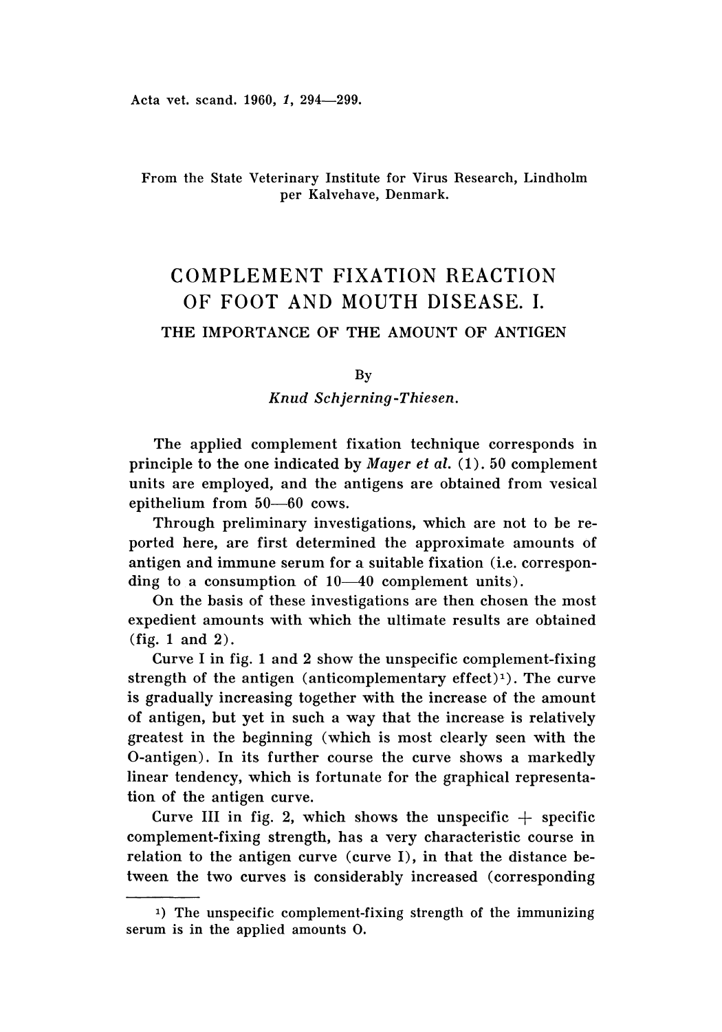Acta vet. scand. 1960, *1*, 294—299.

From the State Veterinary Institute for Virus Research, Lindholm per Kalvehave, Denmark.

# COMPLEMENT FIXATION REACTION OF FOOT AND MOUTH DISEASE. I.

## THE IMPORTANCE OF THE AMOUNT OF ANTIGEN

By

*Knud Schjerning-Thiesen.*

The applied complement fixation technique corresponds in principle to the one indicated by *Mayer et al.* (1). 50 complement units are employed, and the antigens are obtained from vesical epithelium from 50—60 cows.

Through preliminary investigations, which are not to be reported here, are first determined the approximate amounts of antigen and immune serum for a suitable fixation (i.e. corresponding to a consumption of 10—40 complement units).

On the basis of these investigations are then chosen the most expedient amounts with which the ultimate results are obtained (fig. 1 and 2).

Curve I in fig. 1 and 2 show the unspecific complement-fixing strength of the antigen (anticomplementary effect)[1]. The curve is gradually increasing together with the increase of the amount of antigen, but yet in such a way that the increase is relatively greatest in the beginning (which is most clearly seen with the O-antigen). In its further course the curve shows a markedly linear tendency, which is fortunate for the graphical representation of the antigen curve.

Curve III in fig. 2, which shows the unspecific + specific complement-fixing strength, has a very characteristic course in relation to the antigen curve (curve I), in that the distance between the two curves is considerably increased (corresponding

[1] The unspecific complement-fixing strength of the immunizing serum is in the applied amounts O.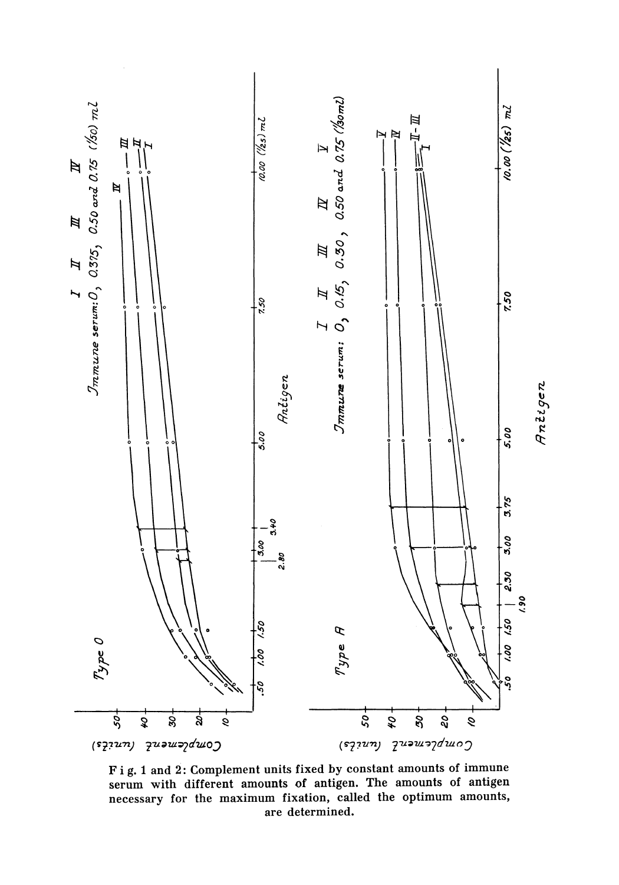F i g. 1 and 2: Complement units fixed by constant amounts of immune serum with different amounts of antigen. The amounts of antigen necessary for the maximum fixation, called the optimum amounts, are determined.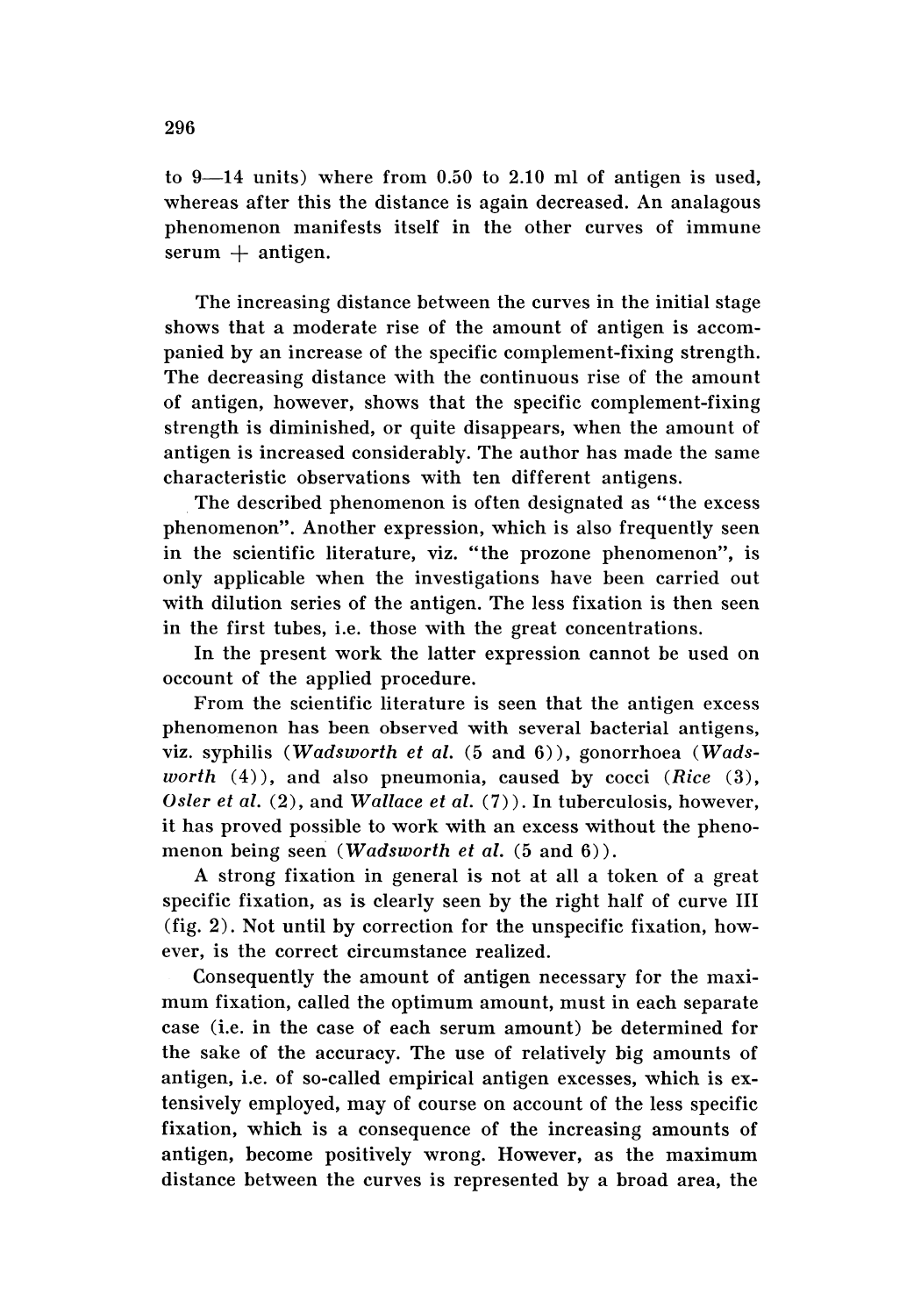to 9—14 units) where from 0.50 to 2.10 ml of antigen is used, whereas after this the distance is again decreased. An analagous phenomenon manifests itself in the other curves of immune serum + antigen.

The increasing distance between the curves in the initial stage shows that a moderate rise of the amount of antigen is accompanied by an increase of the specific complement-fixing strength. The decreasing distance with the continuous rise of the amount of antigen, however, shows that the specific complement-fixing strength is diminished, or quite disappears, when the amount of antigen is increased considerably. The author has made the same characteristic observations with ten different antigens.

The described phenomenon is often designated as "the excess phenomenon". Another expression, which is also frequently seen in the scientific literature, viz. "the prozone phenomenon", is only applicable when the investigations have been carried out with dilution series of the antigen. The less fixation is then seen in the first tubes, i.e. those with the great concentrations.

In the present work the latter expression cannot be used on occount of the applied procedure.

From the scientific literature is seen that the antigen excess phenomenon has been observed with several bacterial antigens, viz. syphilis (*Wadsworth et al.* (5 and 6)), gonorrhoea (*Wadsworth* (4)), and also pneumonia, caused by cocci (*Rice* (3), *Osler et al.* (2), and *Wallace et al.* (7)). In tuberculosis, however, it has proved possible to work with an excess without the phenomenon being seen (*Wadsworth et al.* (5 and 6)).

A strong fixation in general is not at all a token of a great specific fixation, as is clearly seen by the right half of curve III (fig. 2). Not until by correction for the unspecific fixation, however, is the correct circumstance realized.

Consequently the amount of antigen necessary for the maximum fixation, called the optimum amount, must in each separate case (i.e. in the case of each serum amount) be determined for the sake of the accuracy. The use of relatively big amounts of antigen, i.e. of so-called empirical antigen excesses, which is extensively employed, may of course on account of the less specific fixation, which is a consequence of the increasing amounts of antigen, become positively wrong. However, as the maximum distance between the curves is represented by a broad area, the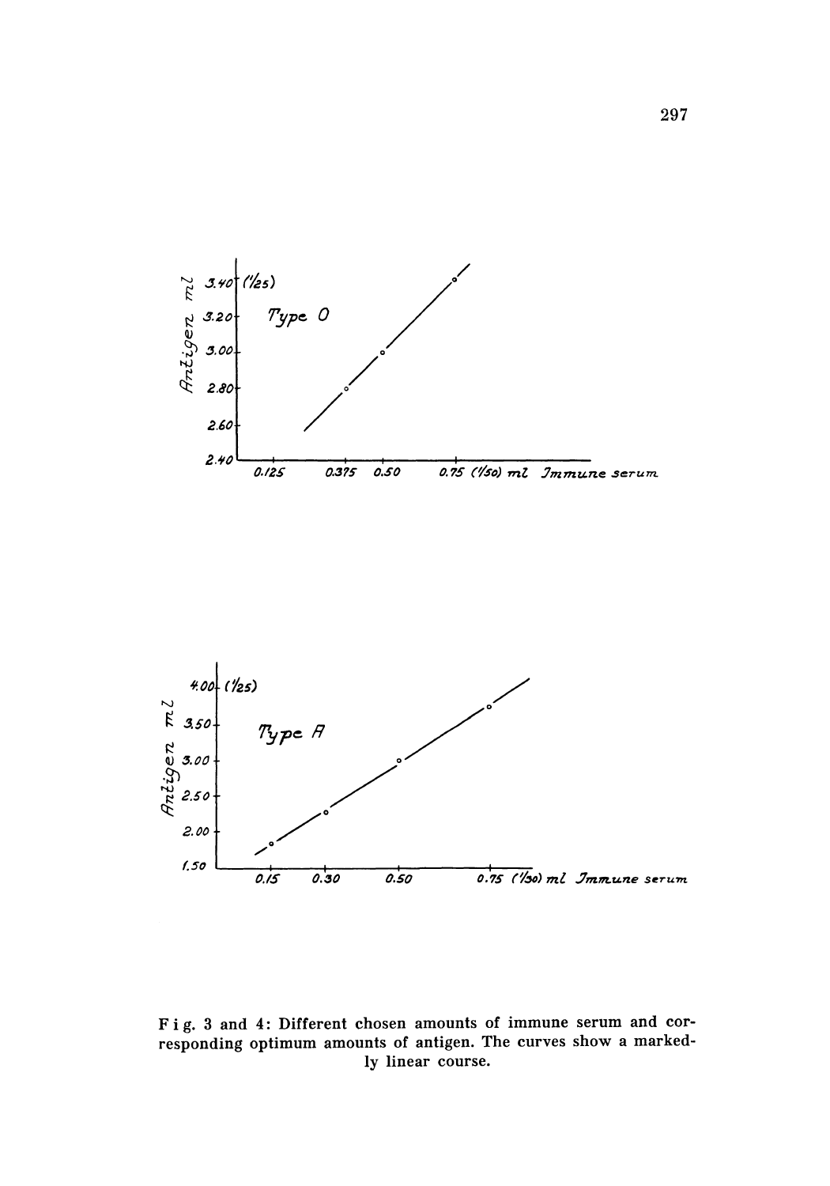Fig. 3 and 4: Different chosen amounts of immune serum and corresponding optimum amounts of antigen. The curves show a markedly linear course.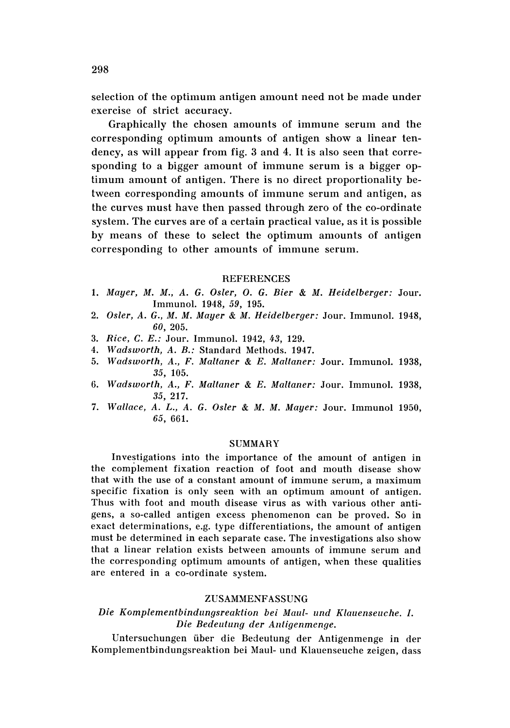selection of the optimum antigen amount need not be made under exercise of strict accuracy.

Graphically the chosen amounts of immune serum and the corresponding optimum amounts of antigen show a linear tendency, as will appear from fig. 3 and 4. It is also seen that corresponding to a bigger amount of immune serum is a bigger optimum amount of antigen. There is no direct proportionality between corresponding amounts of immune serum and antigen, as the curves must have then passed through zero of the co-ordinate system. The curves are of a certain practical value, as it is possible by means of these to select the optimum amounts of antigen corresponding to other amounts of immune serum.

## REFERENCES

1. *Mayer, M. M., A. G. Osler, O. G. Bier & M. Heidelberger:* Jour. Immunol. 1948, *59*, 195.
2. *Osler, A. G., M. M. Mayer & M. Heidelberger:* Jour. Immunol. 1948, *60*, 205.
3. *Rice, C. E.:* Jour. Immunol. 1942, *43*, 129.
4. *Wadsworth, A. B.:* Standard Methods. 1947.
5. *Wadsworth, A., F. Maltaner & E. Maltaner:* Jour. Immunol. 1938, *35*, 105.
6. *Wadsworth, A., F. Maltaner & E. Maltaner:* Jour. Immunol. 1938, *35*, 217.
7. *Wallace, A. L., A. G. Osler & M. M. Mayer:* Jour. Immunol 1950, *65*, 661.

## SUMMARY

Investigations into the importance of the amount of antigen in the complement fixation reaction of foot and mouth disease show that with the use of a constant amount of immune serum, a maximum specific fixation is only seen with an optimum amount of antigen. Thus with foot and mouth disease virus as with various other antigens, a so-called antigen excess phenomenon can be proved. So in exact determinations, e.g. type differentiations, the amount of antigen must be determined in each separate case. The investigations also show that a linear relation exists between amounts of immune serum and the corresponding optimum amounts of antigen, when these qualities are entered in a co-ordinate system.

## ZUSAMMENFASSUNG

*Die Komplementbindungsreaktion bei Maul- und Klauenseuche. I. Die Bedeutung der Antigenmenge.*

Untersuchungen über die Bedeutung der Antigenmenge in der Komplementbindungsreaktion bei Maul- und Klauenseuche zeigen, dass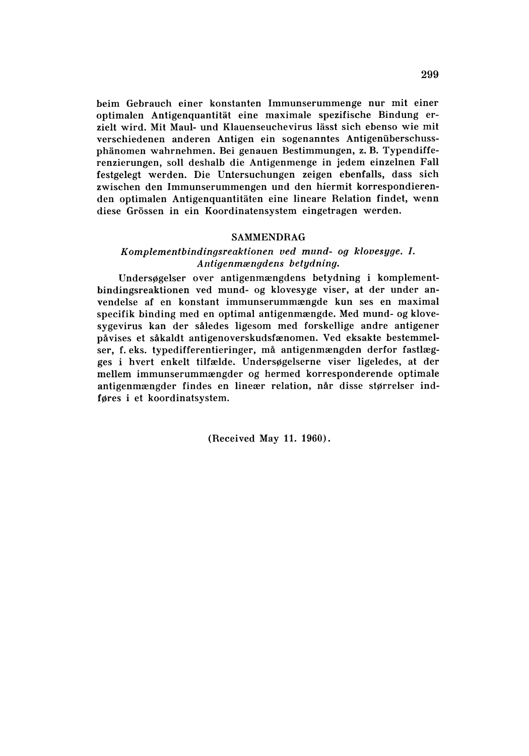beim Gebrauch einer konstanten Immunserummenge nur mit einer optimalen Antigenquantität eine maximale spezifische Bindung erzielt wird. Mit Maul- und Klauenseuchevirus lässt sich ebenso wie mit verschiedenen anderen Antigen ein sogenanntes Antigenüberschussphänomen wahrnehmen. Bei genauen Bestimmungen, z. B. Typendifferenzierungen, soll deshalb die Antigenmenge in jedem einzelnen Fall festgelegt werden. Die Untersuchungen zeigen ebenfalls, dass sich zwischen den Immunserummengen und den hiermit korrespondierenden optimalen Antigenquantitäten eine lineare Relation findet, wenn diese Grössen in ein Koordinatensystem eingetragen werden.

## SAMMENDRAG

*Komplementbindingsreaktionen ved mund- og klovesyge. I. Antigenmængdens betydning.*

Undersøgelser over antigenmængdens betydning i komplementbindingsreaktionen ved mund- og klovesyge viser, at der under anvendelse af en konstant immunserummængde kun ses en maximal specifik binding med en optimal antigenmængde. Med mund- og klovesygevirus kan der således ligesom med forskellige andre antigener påvises et såkaldt antigenoverskudsfænomen. Ved eksakte bestemmelser, f. eks. typedifferentieringer, må antigenmængden derfor fastlægges i hvert enkelt tilfælde. Undersøgelserne viser ligeledes, at der mellem immunserummængder og hermed korresponderende optimale antigenmængder findes en lineær relation, når disse størrelser indføres i et koordinatsystem.

(Received May 11. 1960).